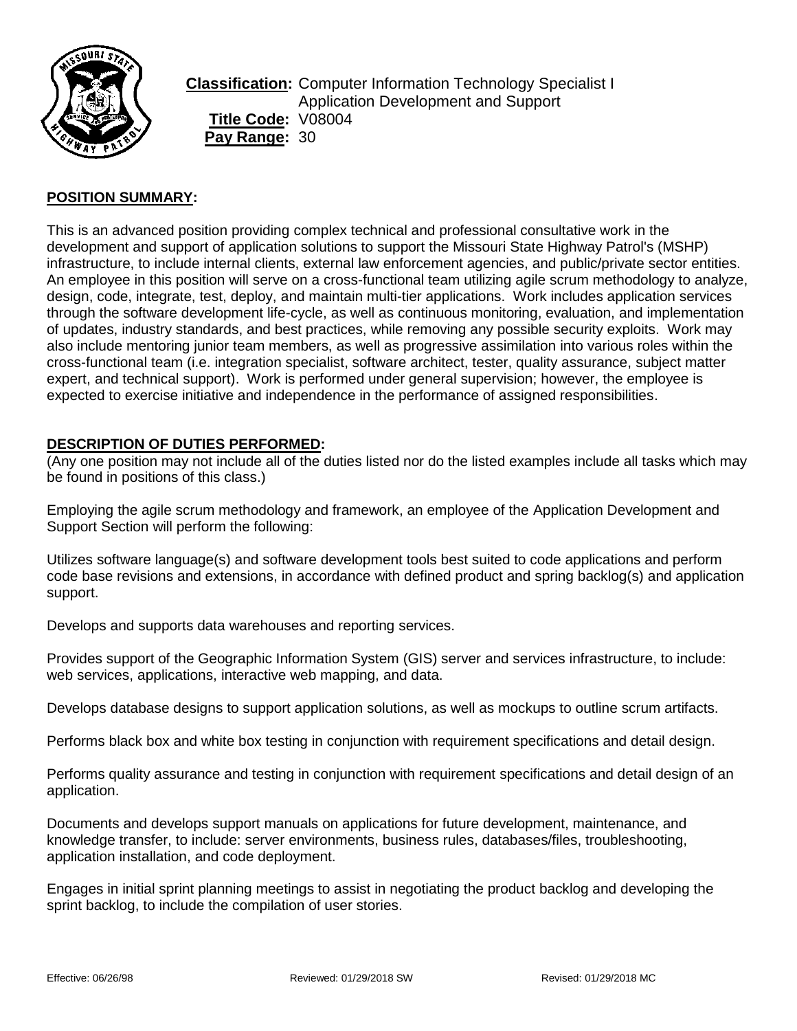**Classification:** Computer Information Technology Specialist I
Application Development and Support
**Title Code:** V08004
**Pay Range:** 30

## POSITION SUMMARY:

This is an advanced position providing complex technical and professional consultative work in the development and support of application solutions to support the Missouri State Highway Patrol's (MSHP) infrastructure, to include internal clients, external law enforcement agencies, and public/private sector entities. An employee in this position will serve on a cross-functional team utilizing agile scrum methodology to analyze, design, code, integrate, test, deploy, and maintain multi-tier applications. Work includes application services through the software development life-cycle, as well as continuous monitoring, evaluation, and implementation of updates, industry standards, and best practices, while removing any possible security exploits. Work may also include mentoring junior team members, as well as progressive assimilation into various roles within the cross-functional team (i.e. integration specialist, software architect, tester, quality assurance, subject matter expert, and technical support). Work is performed under general supervision; however, the employee is expected to exercise initiative and independence in the performance of assigned responsibilities.

## DESCRIPTION OF DUTIES PERFORMED:

(Any one position may not include all of the duties listed nor do the listed examples include all tasks which may be found in positions of this class.)

Employing the agile scrum methodology and framework, an employee of the Application Development and Support Section will perform the following:

Utilizes software language(s) and software development tools best suited to code applications and perform code base revisions and extensions, in accordance with defined product and spring backlog(s) and application support.

Develops and supports data warehouses and reporting services.

Provides support of the Geographic Information System (GIS) server and services infrastructure, to include: web services, applications, interactive web mapping, and data.

Develops database designs to support application solutions, as well as mockups to outline scrum artifacts.

Performs black box and white box testing in conjunction with requirement specifications and detail design.

Performs quality assurance and testing in conjunction with requirement specifications and detail design of an application.

Documents and develops support manuals on applications for future development, maintenance, and knowledge transfer, to include: server environments, business rules, databases/files, troubleshooting, application installation, and code deployment.

Engages in initial sprint planning meetings to assist in negotiating the product backlog and developing the sprint backlog, to include the compilation of user stories.

Effective: 06/26/98 Reviewed: 01/29/2018 SW Revised: 01/29/2018 MC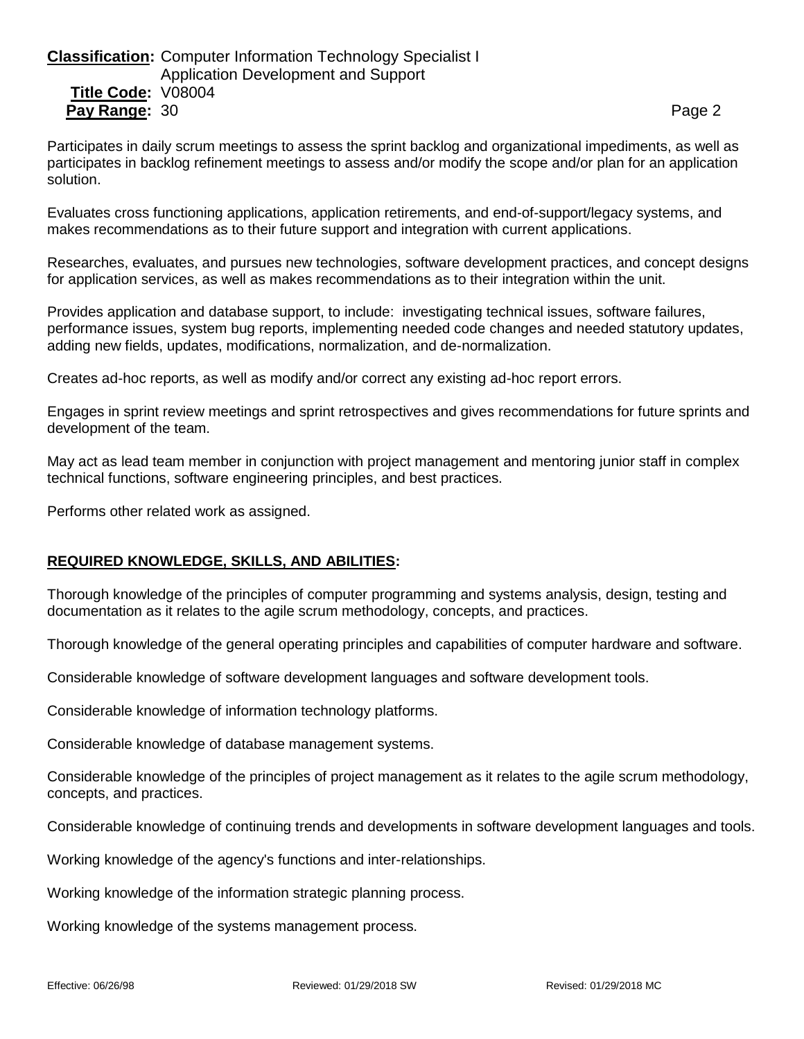Participates in daily scrum meetings to assess the sprint backlog and organizational impediments, as well as participates in backlog refinement meetings to assess and/or modify the scope and/or plan for an application solution.

Evaluates cross functioning applications, application retirements, and end-of-support/legacy systems, and makes recommendations as to their future support and integration with current applications.

Researches, evaluates, and pursues new technologies, software development practices, and concept designs for application services, as well as makes recommendations as to their integration within the unit.

Provides application and database support, to include: investigating technical issues, software failures, performance issues, system bug reports, implementing needed code changes and needed statutory updates, adding new fields, updates, modifications, normalization, and de-normalization.

Creates ad-hoc reports, as well as modify and/or correct any existing ad-hoc report errors.

Engages in sprint review meetings and sprint retrospectives and gives recommendations for future sprints and development of the team.

May act as lead team member in conjunction with project management and mentoring junior staff in complex technical functions, software engineering principles, and best practices.

Performs other related work as assigned.

## REQUIRED KNOWLEDGE, SKILLS, AND ABILITIES:

Thorough knowledge of the principles of computer programming and systems analysis, design, testing and documentation as it relates to the agile scrum methodology, concepts, and practices.

Thorough knowledge of the general operating principles and capabilities of computer hardware and software.

Considerable knowledge of software development languages and software development tools.

Considerable knowledge of information technology platforms.

Considerable knowledge of database management systems.

Considerable knowledge of the principles of project management as it relates to the agile scrum methodology, concepts, and practices.

Considerable knowledge of continuing trends and developments in software development languages and tools.

Working knowledge of the agency's functions and inter-relationships.

Working knowledge of the information strategic planning process.

Working knowledge of the systems management process.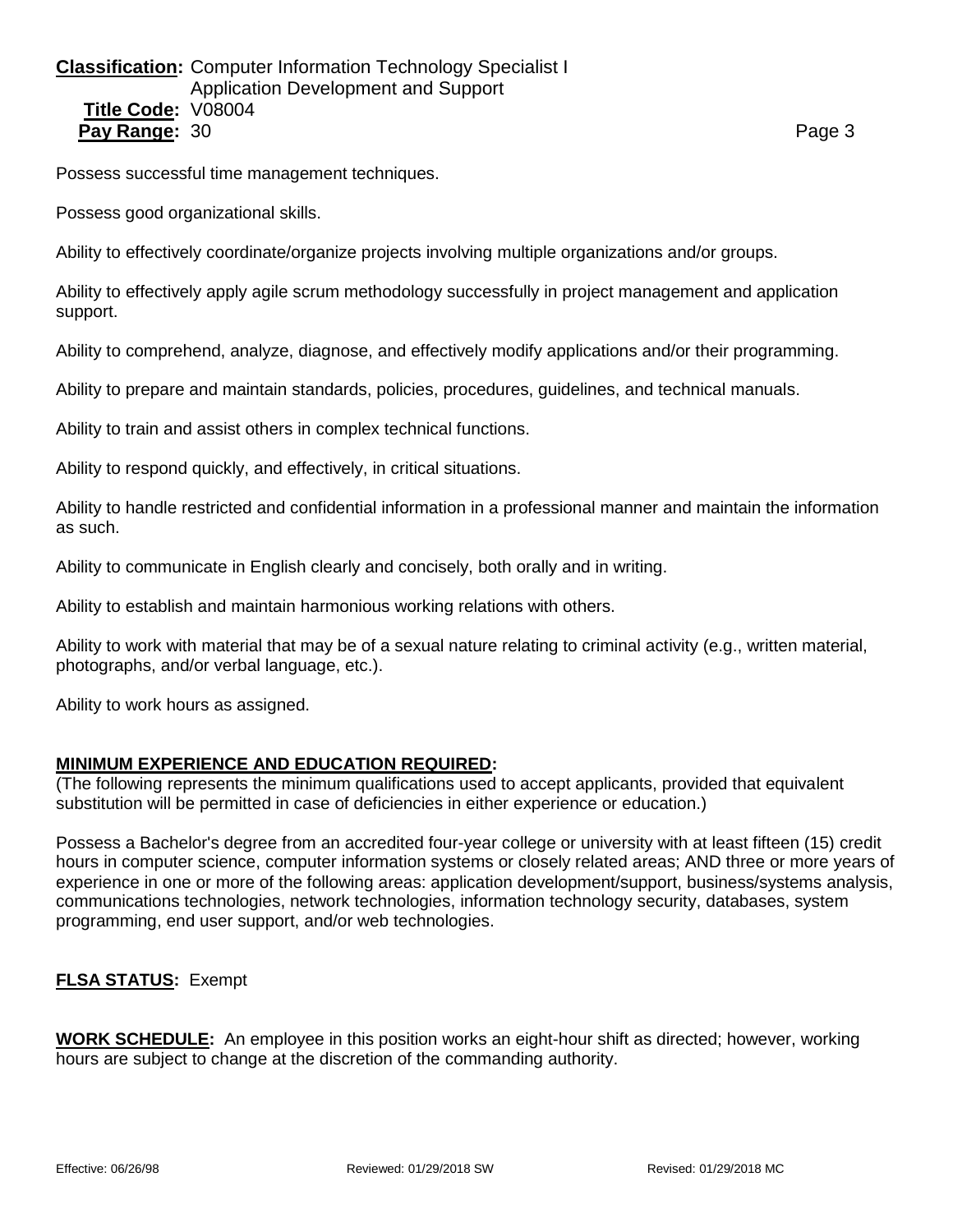Possess successful time management techniques.

Possess good organizational skills.

Ability to effectively coordinate/organize projects involving multiple organizations and/or groups.

Ability to effectively apply agile scrum methodology successfully in project management and application support.

Ability to comprehend, analyze, diagnose, and effectively modify applications and/or their programming.

Ability to prepare and maintain standards, policies, procedures, guidelines, and technical manuals.

Ability to train and assist others in complex technical functions.

Ability to respond quickly, and effectively, in critical situations.

Ability to handle restricted and confidential information in a professional manner and maintain the information as such.

Ability to communicate in English clearly and concisely, both orally and in writing.

Ability to establish and maintain harmonious working relations with others.

Ability to work with material that may be of a sexual nature relating to criminal activity (e.g., written material, photographs, and/or verbal language, etc.).

Ability to work hours as assigned.

**MINIMUM EXPERIENCE AND EDUCATION REQUIRED:**
(The following represents the minimum qualifications used to accept applicants, provided that equivalent substitution will be permitted in case of deficiencies in either experience or education.)

Possess a Bachelor's degree from an accredited four-year college or university with at least fifteen (15) credit hours in computer science, computer information systems or closely related areas; AND three or more years of experience in one or more of the following areas: application development/support, business/systems analysis, communications technologies, network technologies, information technology security, databases, system programming, end user support, and/or web technologies.

**FLSA STATUS:** Exempt

**WORK SCHEDULE:** An employee in this position works an eight-hour shift as directed; however, working hours are subject to change at the discretion of the commanding authority.

Effective: 06/26/98 Reviewed: 01/29/2018 SW Revised: 01/29/2018 MC